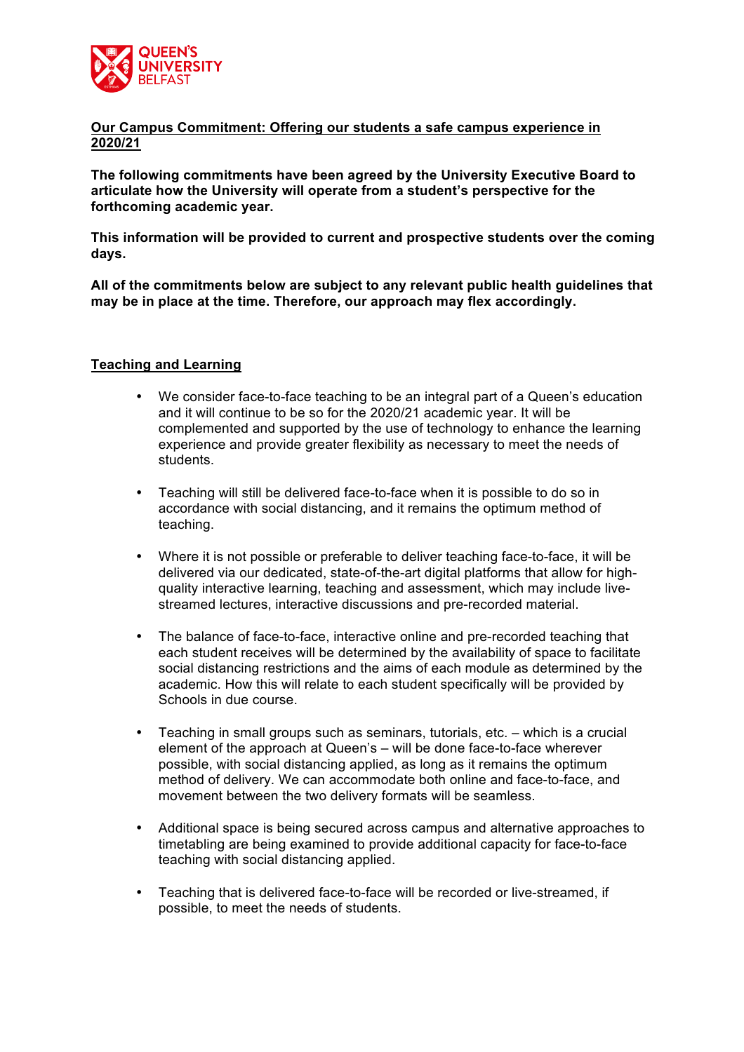## Our Campus Commitment: Offering our students a safe campus experience in 2020/21

**The following commitments have been agreed by the University Executive Board to articulate how the University will operate from a student's perspective for the forthcoming academic year.**

**This information will be provided to current and prospective students over the coming days.**

**All of the commitments below are subject to any relevant public health guidelines that may be in place at the time. Therefore, our approach may flex accordingly.**

### Teaching and Learning

- We consider face-to-face teaching to be an integral part of a Queen's education and it will continue to be so for the 2020/21 academic year. It will be complemented and supported by the use of technology to enhance the learning experience and provide greater flexibility as necessary to meet the needs of students.

- Teaching will still be delivered face-to-face when it is possible to do so in accordance with social distancing, and it remains the optimum method of teaching.

- Where it is not possible or preferable to deliver teaching face-to-face, it will be delivered via our dedicated, state-of-the-art digital platforms that allow for high-quality interactive learning, teaching and assessment, which may include live-streamed lectures, interactive discussions and pre-recorded material.

- The balance of face-to-face, interactive online and pre-recorded teaching that each student receives will be determined by the availability of space to facilitate social distancing restrictions and the aims of each module as determined by the academic. How this will relate to each student specifically will be provided by Schools in due course.

- Teaching in small groups such as seminars, tutorials, etc. – which is a crucial element of the approach at Queen's – will be done face-to-face wherever possible, with social distancing applied, as long as it remains the optimum method of delivery. We can accommodate both online and face-to-face, and movement between the two delivery formats will be seamless.

- Additional space is being secured across campus and alternative approaches to timetabling are being examined to provide additional capacity for face-to-face teaching with social distancing applied.

- Teaching that is delivered face-to-face will be recorded or live-streamed, if possible, to meet the needs of students.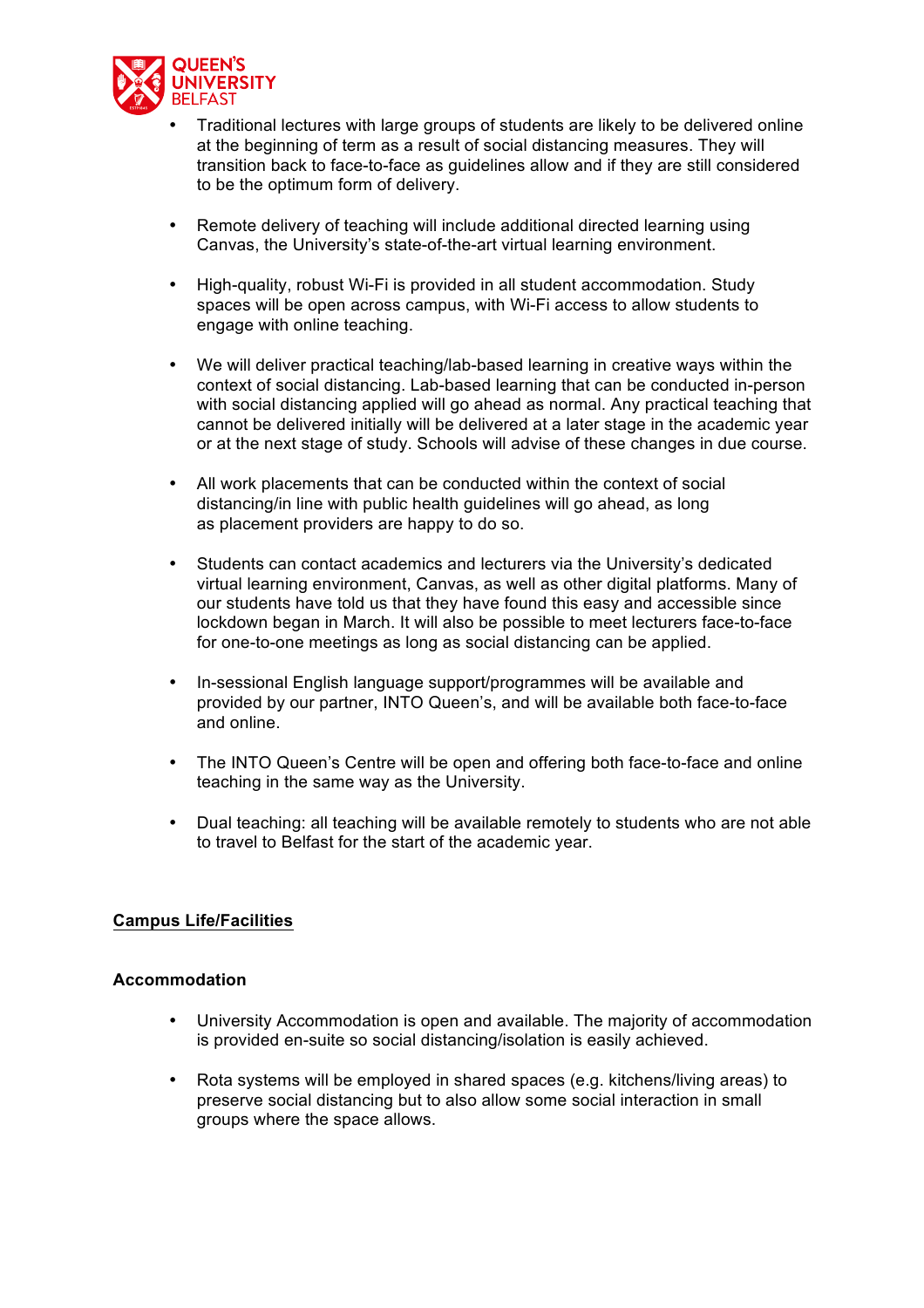- Traditional lectures with large groups of students are likely to be delivered online at the beginning of term as a result of social distancing measures. They will transition back to face-to-face as guidelines allow and if they are still considered to be the optimum form of delivery.

- Remote delivery of teaching will include additional directed learning using Canvas, the University's state-of-the-art virtual learning environment.

- High-quality, robust Wi-Fi is provided in all student accommodation. Study spaces will be open across campus, with Wi-Fi access to allow students to engage with online teaching.

- We will deliver practical teaching/lab-based learning in creative ways within the context of social distancing. Lab-based learning that can be conducted in-person with social distancing applied will go ahead as normal. Any practical teaching that cannot be delivered initially will be delivered at a later stage in the academic year or at the next stage of study. Schools will advise of these changes in due course.

- All work placements that can be conducted within the context of social distancing/in line with public health guidelines will go ahead, as long as placement providers are happy to do so.

- Students can contact academics and lecturers via the University's dedicated virtual learning environment, Canvas, as well as other digital platforms. Many of our students have told us that they have found this easy and accessible since lockdown began in March. It will also be possible to meet lecturers face-to-face for one-to-one meetings as long as social distancing can be applied.

- In-sessional English language support/programmes will be available and provided by our partner, INTO Queen's, and will be available both face-to-face and online.

- The INTO Queen's Centre will be open and offering both face-to-face and online teaching in the same way as the University.

- Dual teaching: all teaching will be available remotely to students who are not able to travel to Belfast for the start of the academic year.

## Campus Life/Facilities

### Accommodation

- University Accommodation is open and available. The majority of accommodation is provided en-suite so social distancing/isolation is easily achieved.

- Rota systems will be employed in shared spaces (e.g. kitchens/living areas) to preserve social distancing but to also allow some social interaction in small groups where the space allows.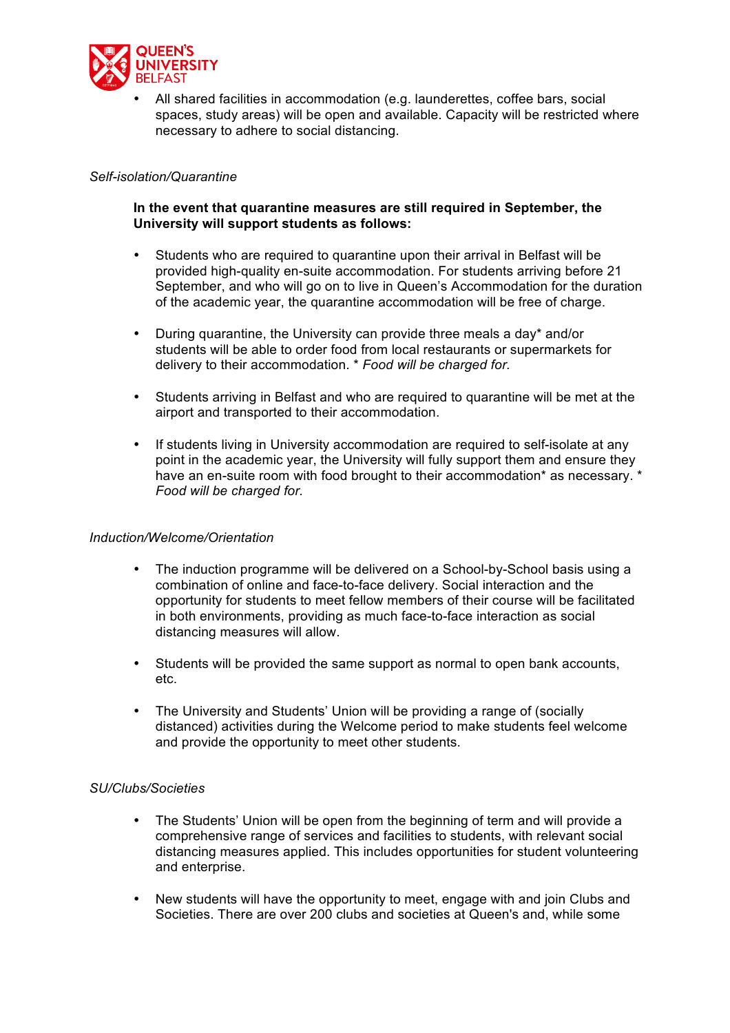- All shared facilities in accommodation (e.g. launderettes, coffee bars, social spaces, study areas) will be open and available. Capacity will be restricted where necessary to adhere to social distancing.

*Self-isolation/Quarantine*

**In the event that quarantine measures are still required in September, the University will support students as follows:**

- Students who are required to quarantine upon their arrival in Belfast will be provided high-quality en-suite accommodation. For students arriving before 21 September, and who will go on to live in Queen's Accommodation for the duration of the academic year, the quarantine accommodation will be free of charge.

- During quarantine, the University can provide three meals a day* and/or students will be able to order food from local restaurants or supermarkets for delivery to their accommodation. * *Food will be charged for.*

- Students arriving in Belfast and who are required to quarantine will be met at the airport and transported to their accommodation.

- If students living in University accommodation are required to self-isolate at any point in the academic year, the University will fully support them and ensure they have an en-suite room with food brought to their accommodation* as necessary. * *Food will be charged for.*

*Induction/Welcome/Orientation*

- The induction programme will be delivered on a School-by-School basis using a combination of online and face-to-face delivery. Social interaction and the opportunity for students to meet fellow members of their course will be facilitated in both environments, providing as much face-to-face interaction as social distancing measures will allow.

- Students will be provided the same support as normal to open bank accounts, etc.

- The University and Students' Union will be providing a range of (socially distanced) activities during the Welcome period to make students feel welcome and provide the opportunity to meet other students.

*SU/Clubs/Societies*

- The Students' Union will be open from the beginning of term and will provide a comprehensive range of services and facilities to students, with relevant social distancing measures applied. This includes opportunities for student volunteering and enterprise.

- New students will have the opportunity to meet, engage with and join Clubs and Societies. There are over 200 clubs and societies at Queen's and, while some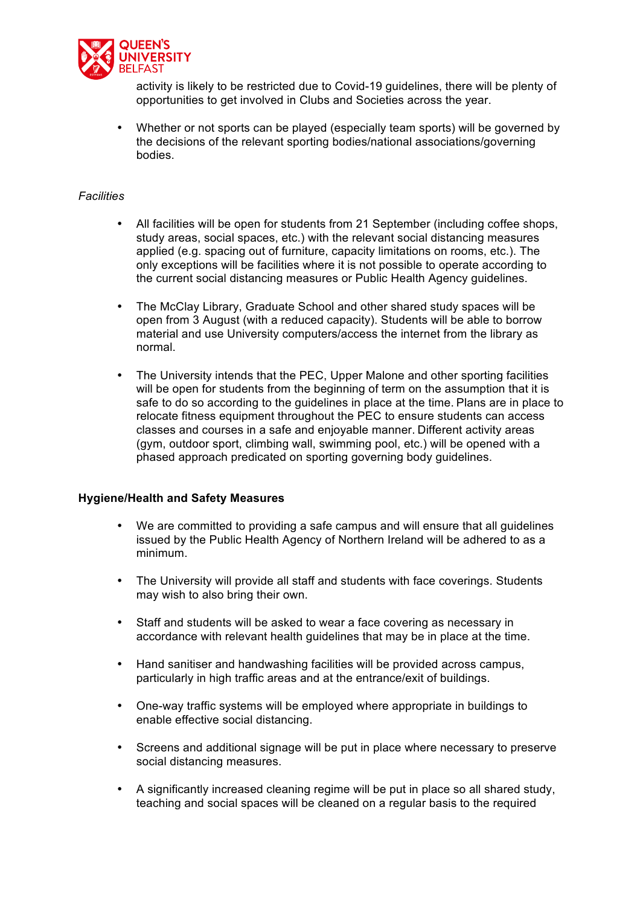activity is likely to be restricted due to Covid-19 guidelines, there will be plenty of opportunities to get involved in Clubs and Societies across the year.

- Whether or not sports can be played (especially team sports) will be governed by the decisions of the relevant sporting bodies/national associations/governing bodies.

*Facilities*

- All facilities will be open for students from 21 September (including coffee shops, study areas, social spaces, etc.) with the relevant social distancing measures applied (e.g. spacing out of furniture, capacity limitations on rooms, etc.). The only exceptions will be facilities where it is not possible to operate according to the current social distancing measures or Public Health Agency guidelines.

- The McClay Library, Graduate School and other shared study spaces will be open from 3 August (with a reduced capacity). Students will be able to borrow material and use University computers/access the internet from the library as normal.

- The University intends that the PEC, Upper Malone and other sporting facilities will be open for students from the beginning of term on the assumption that it is safe to do so according to the guidelines in place at the time. Plans are in place to relocate fitness equipment throughout the PEC to ensure students can access classes and courses in a safe and enjoyable manner. Different activity areas (gym, outdoor sport, climbing wall, swimming pool, etc.) will be opened with a phased approach predicated on sporting governing body guidelines.

**Hygiene/Health and Safety Measures**

- We are committed to providing a safe campus and will ensure that all guidelines issued by the Public Health Agency of Northern Ireland will be adhered to as a minimum.

- The University will provide all staff and students with face coverings. Students may wish to also bring their own.

- Staff and students will be asked to wear a face covering as necessary in accordance with relevant health guidelines that may be in place at the time.

- Hand sanitiser and handwashing facilities will be provided across campus, particularly in high traffic areas and at the entrance/exit of buildings.

- One-way traffic systems will be employed where appropriate in buildings to enable effective social distancing.

- Screens and additional signage will be put in place where necessary to preserve social distancing measures.

- A significantly increased cleaning regime will be put in place so all shared study, teaching and social spaces will be cleaned on a regular basis to the required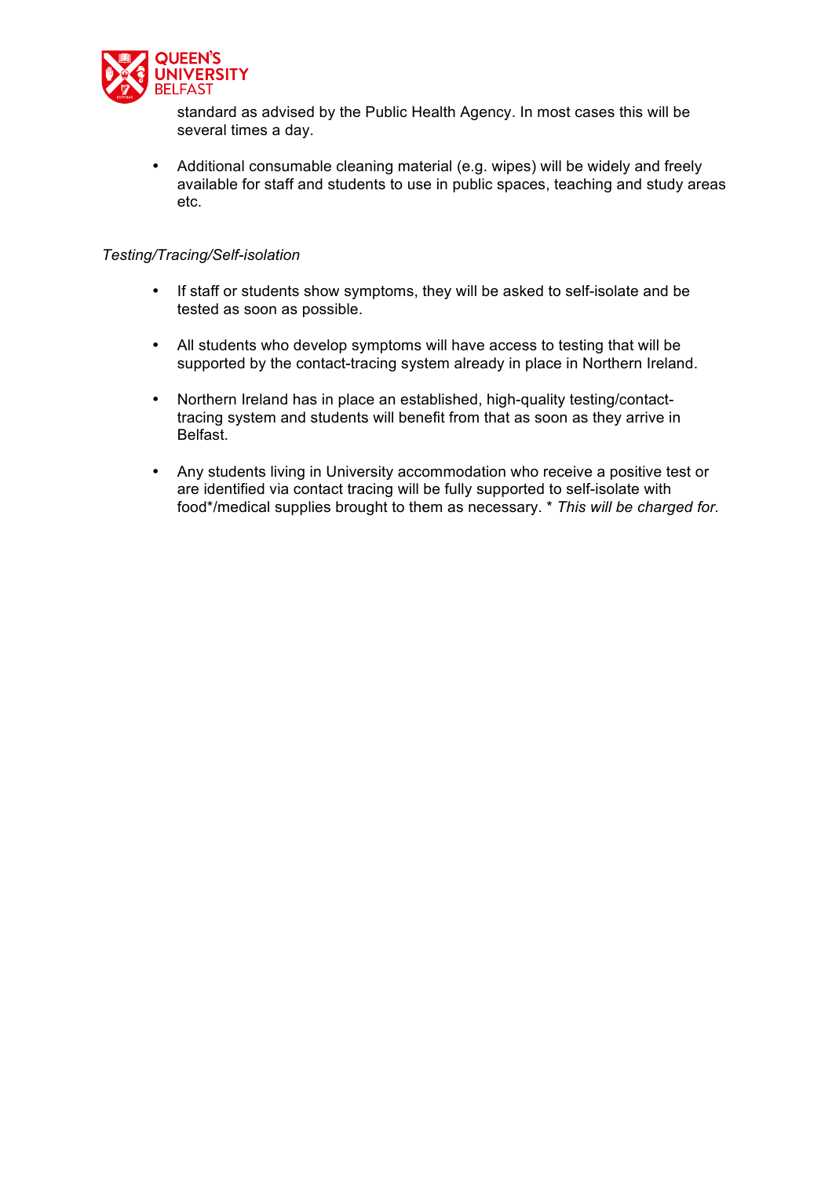standard as advised by the Public Health Agency. In most cases this will be several times a day.

- Additional consumable cleaning material (e.g. wipes) will be widely and freely available for staff and students to use in public spaces, teaching and study areas etc.

*Testing/Tracing/Self-isolation*

- If staff or students show symptoms, they will be asked to self-isolate and be tested as soon as possible.

- All students who develop symptoms will have access to testing that will be supported by the contact-tracing system already in place in Northern Ireland.

- Northern Ireland has in place an established, high-quality testing/contact-tracing system and students will benefit from that as soon as they arrive in Belfast.

- Any students living in University accommodation who receive a positive test or are identified via contact tracing will be fully supported to self-isolate with food*/medical supplies brought to them as necessary. * *This will be charged for.*